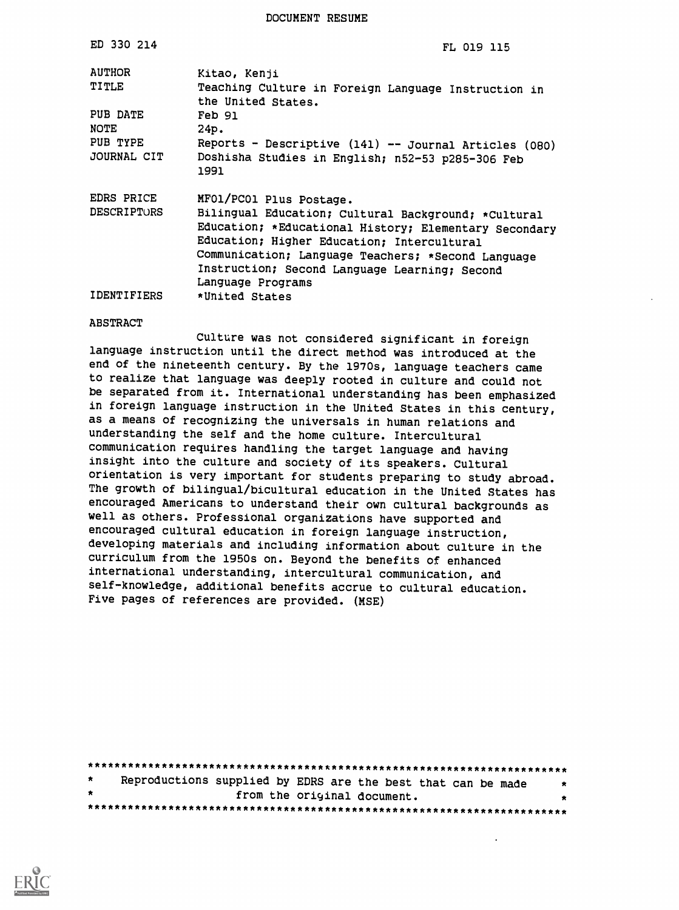# DOCUMENT RESUME

| | |
|---|---|
| ED 330 214 | FL 019 115 |
| AUTHOR | Kitao, Kenji |
| TITLE | Teaching Culture in Foreign Language Instruction in the United States. |
| PUB DATE | Feb 91 |
| NOTE | 24p. |
| PUB TYPE | Reports - Descriptive (141) -- Journal Articles (080) |
| JOURNAL CIT | Doshisha Studies in English; n52-53 p285-306 Feb 1991 |
| EDRS PRICE | MF01/PC01 Plus Postage. |
| DESCRIPTORS | Bilingual Education; Cultural Background; *Cultural Education; *Educational History; Elementary Secondary Education; Higher Education; Intercultural Communication; Language Teachers; *Second Language Instruction; Second Language Learning; Second Language Programs |
| IDENTIFIERS | *United States |

ABSTRACT

Culture was not considered significant in foreign language instruction until the direct method was introduced at the end of the nineteenth century. By the 1970s, language teachers came to realize that language was deeply rooted in culture and could not be separated from it. International understanding has been emphasized in foreign language instruction in the United States in this century, as a means of recognizing the universals in human relations and understanding the self and the home culture. Intercultural communication requires handling the target language and having insight into the culture and society of its speakers. Cultural orientation is very important for students preparing to study abroad. The growth of bilingual/bicultural education in the United States has encouraged Americans to understand their own cultural backgrounds as well as others. Professional organizations have supported and encouraged cultural education in foreign language instruction, developing materials and including information about culture in the curriculum from the 1950s on. Beyond the benefits of enhanced international understanding, intercultural communication, and self-knowledge, additional benefits accrue to cultural education. Five pages of references are provided. (MSE)

***********************************************************************
*     Reproductions supplied by EDRS are the best that can be made     *
*                    from the original document.                       *
***********************************************************************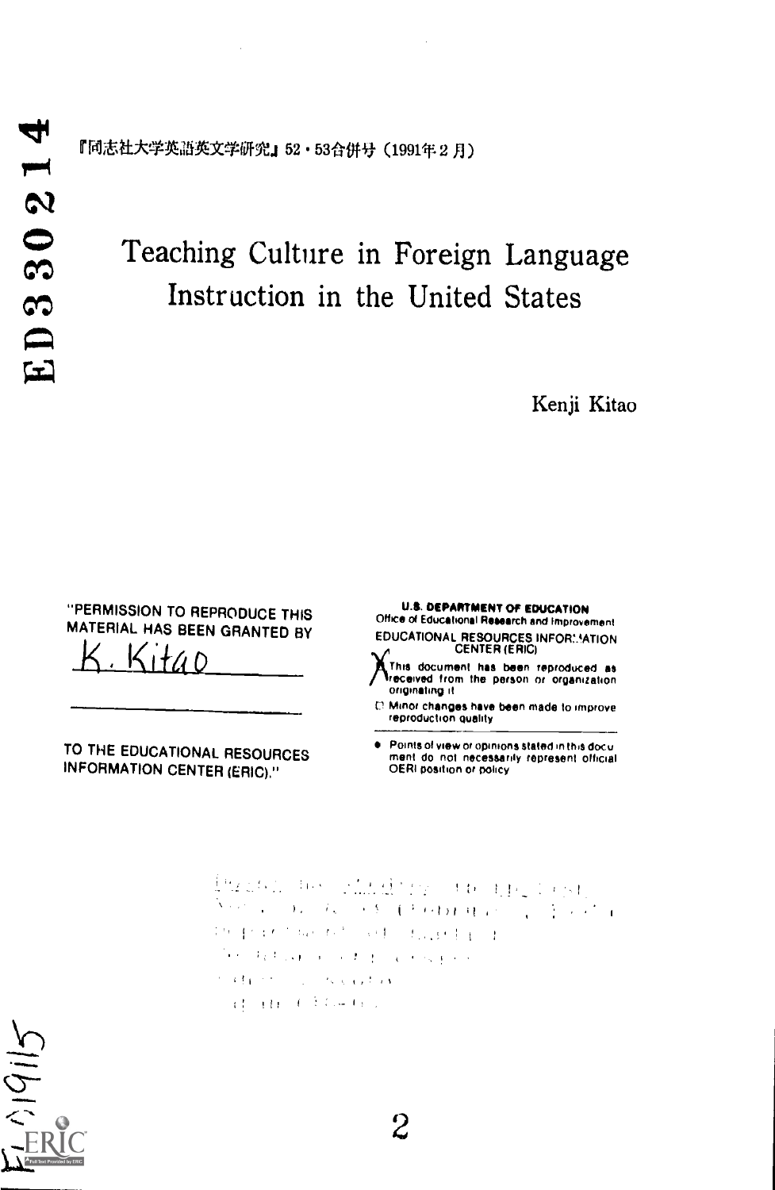『同志社大学英語英文学研究』52・53合併号（1991年2月）

# Teaching Culture in Foreign Language Instruction in the United States

Kenji Kitao

"PERMISSION TO REPRODUCE THIS MATERIAL HAS BEEN GRANTED BY

K. Kitao

TO THE EDUCATIONAL RESOURCES INFORMATION CENTER (ERIC)."

U.S. DEPARTMENT OF EDUCATION
Office of Educational Research and Improvement
EDUCATIONAL RESOURCES INFORMATION CENTER (ERIC)

- This document has been reproduced as received from the person or organization originating it
- Minor changes have been made to improve reproduction quality

- Points of view or opinions stated in this document do not necessarily represent official OERI position or policy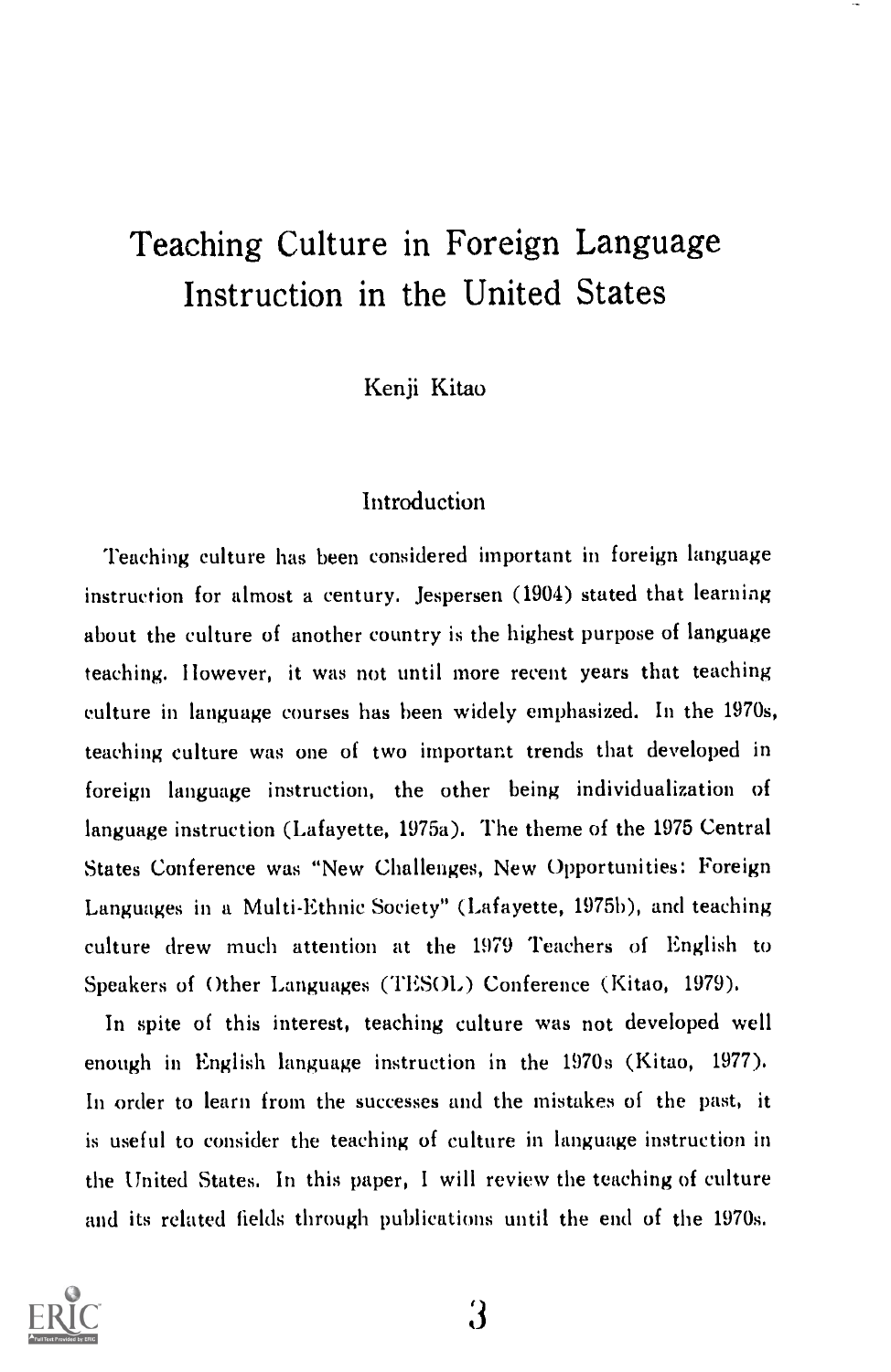# Teaching Culture in Foreign Language Instruction in the United States

Kenji Kitao

## Introduction

Teaching culture has been considered important in foreign language instruction for almost a century. Jespersen (1904) stated that learning about the culture of another country is the highest purpose of language teaching. However, it was not until more recent years that teaching culture in language courses has been widely emphasized. In the 1970s, teaching culture was one of two important trends that developed in foreign language instruction, the other being individualization of language instruction (Lafayette, 1975a). The theme of the 1975 Central States Conference was "New Challenges, New Opportunities: Foreign Languages in a Multi-Ethnic Society" (Lafayette, 1975b), and teaching culture drew much attention at the 1979 Teachers of English to Speakers of Other Languages (TESOL) Conference (Kitao, 1979).

In spite of this interest, teaching culture was not developed well enough in English language instruction in the 1970s (Kitao, 1977). In order to learn from the successes and the mistakes of the past, it is useful to consider the teaching of culture in language instruction in the United States. In this paper, I will review the teaching of culture and its related fields through publications until the end of the 1970s.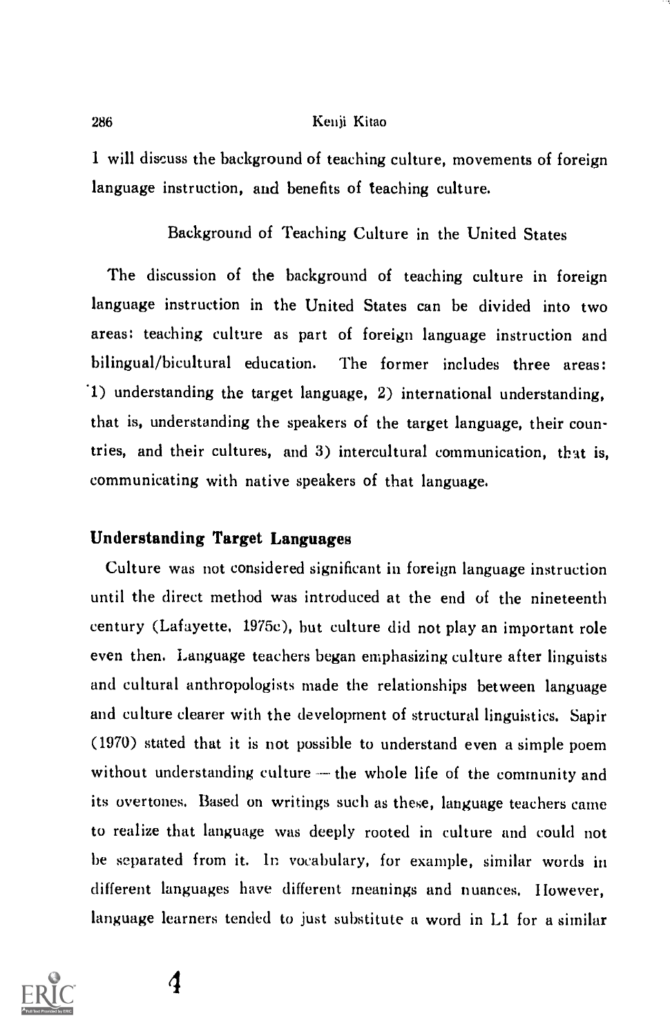I will discuss the background of teaching culture, movements of foreign language instruction, and benefits of teaching culture.

## Background of Teaching Culture in the United States

The discussion of the background of teaching culture in foreign language instruction in the United States can be divided into two areas: teaching culture as part of foreign language instruction and bilingual/bicultural education. The former includes three areas: 1) understanding the target language, 2) international understanding, that is, understanding the speakers of the target language, their countries, and their cultures, and 3) intercultural communication, that is, communicating with native speakers of that language.

### Understanding Target Languages

Culture was not considered significant in foreign language instruction until the direct method was introduced at the end of the nineteenth century (Lafayette, 1975c), but culture did not play an important role even then. Language teachers began emphasizing culture after linguists and cultural anthropologists made the relationships between language and culture clearer with the development of structural linguistics. Sapir (1970) stated that it is not possible to understand even a simple poem without understanding culture — the whole life of the community and its overtones. Based on writings such as these, language teachers came to realize that language was deeply rooted in culture and could not be separated from it. In vocabulary, for example, similar words in different languages have different meanings and nuances. However, language learners tended to just substitute a word in L1 for a similar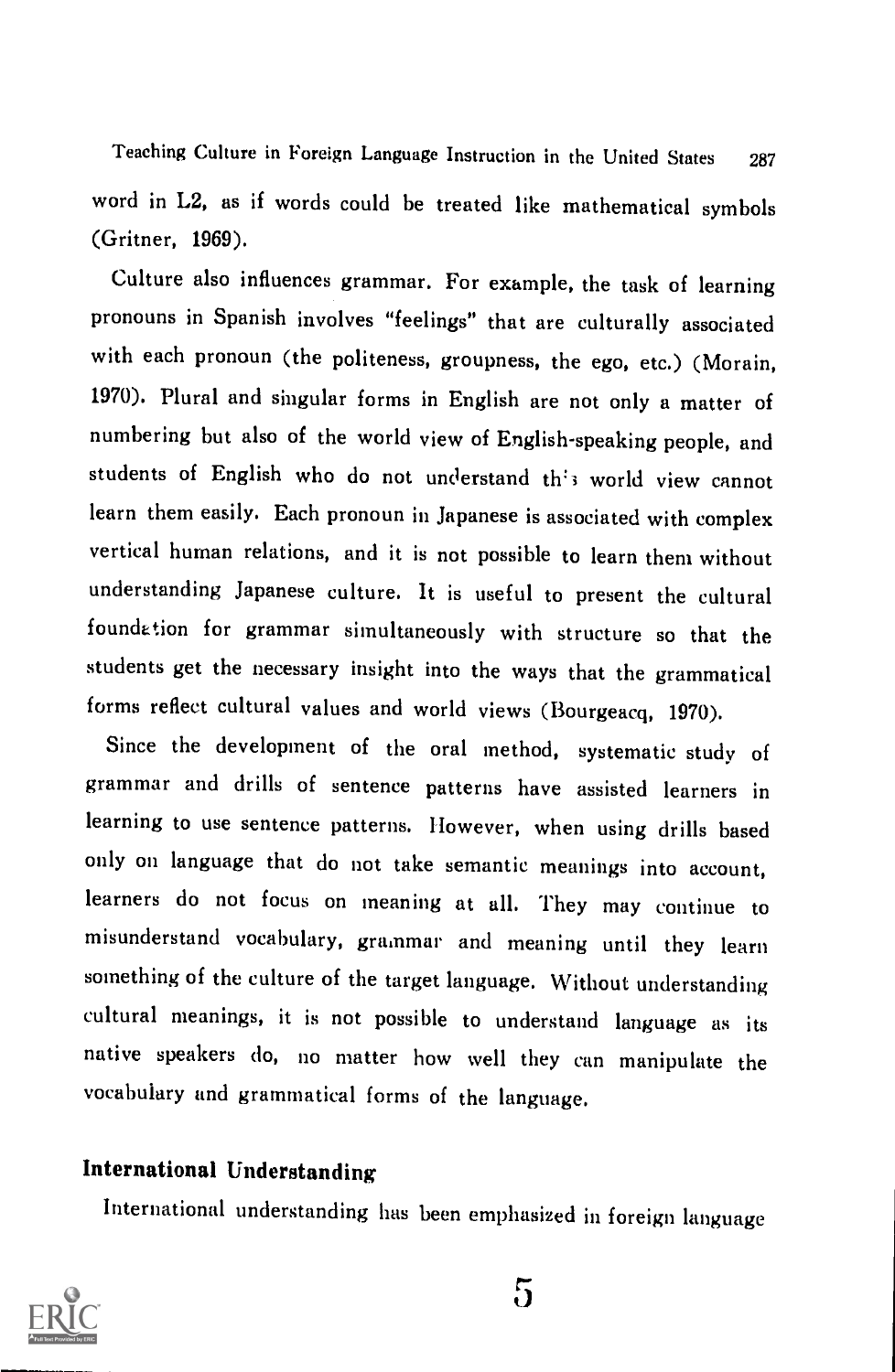word in L2, as if words could be treated like mathematical symbols (Gritner, 1969).

Culture also influences grammar. For example, the task of learning pronouns in Spanish involves "feelings" that are culturally associated with each pronoun (the politeness, groupness, the ego, etc.) (Morain, 1970). Plural and singular forms in English are not only a matter of numbering but also of the world view of English-speaking people, and students of English who do not understand this world view cannot learn them easily. Each pronoun in Japanese is associated with complex vertical human relations, and it is not possible to learn them without understanding Japanese culture. It is useful to present the cultural foundation for grammar simultaneously with structure so that the students get the necessary insight into the ways that the grammatical forms reflect cultural values and world views (Bourgeacq, 1970).

Since the development of the oral method, systematic study of grammar and drills of sentence patterns have assisted learners in learning to use sentence patterns. However, when using drills based only on language that do not take semantic meanings into account, learners do not focus on meaning at all. They may continue to misunderstand vocabulary, grammar and meaning until they learn something of the culture of the target language. Without understanding cultural meanings, it is not possible to understand language as its native speakers do, no matter how well they can manipulate the vocabulary and grammatical forms of the language.

## International Understanding

International understanding has been emphasized in foreign language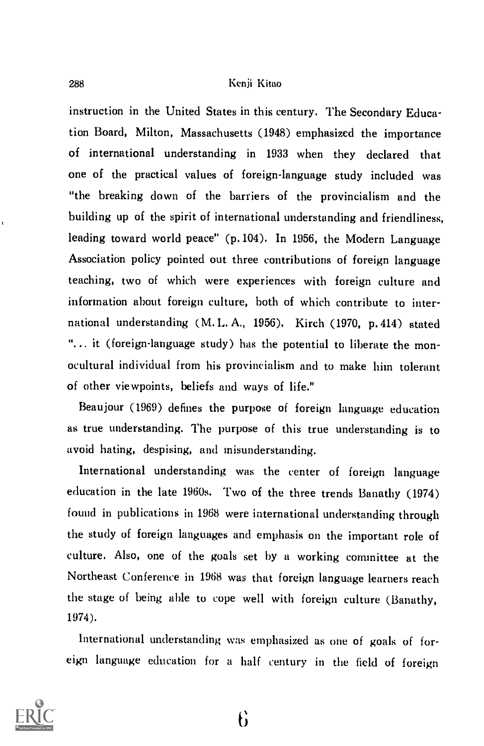instruction in the United States in this century. The Secondary Education Board, Milton, Massachusetts (1948) emphasized the importance of international understanding in 1933 when they declared that one of the practical values of foreign-language study included was "the breaking down of the barriers of the provincialism and the building up of the spirit of international understanding and friendliness, leading toward world peace" (p. 104). In 1956, the Modern Language Association policy pointed out three contributions of foreign language teaching, two of which were experiences with foreign culture and information about foreign culture, both of which contribute to international understanding (M. L. A., 1956). Kirch (1970, p. 414) stated "... it (foreign-language study) has the potential to liberate the monocultural individual from his provincialism and to make him tolerant of other viewpoints, beliefs and ways of life."

Beaujour (1969) defines the purpose of foreign language education as true understanding. The purpose of this true understanding is to avoid hating, despising, and misunderstanding.

International understanding was the center of foreign language education in the late 1960s. Two of the three trends Banathy (1974) found in publications in 1968 were international understanding through the study of foreign languages and emphasis on the important role of culture. Also, one of the goals set by a working committee at the Northeast Conference in 1968 was that foreign language learners reach the stage of being able to cope well with foreign culture (Banathy, 1974).

International understanding was emphasized as one of goals of foreign language education for a half century in the field of foreign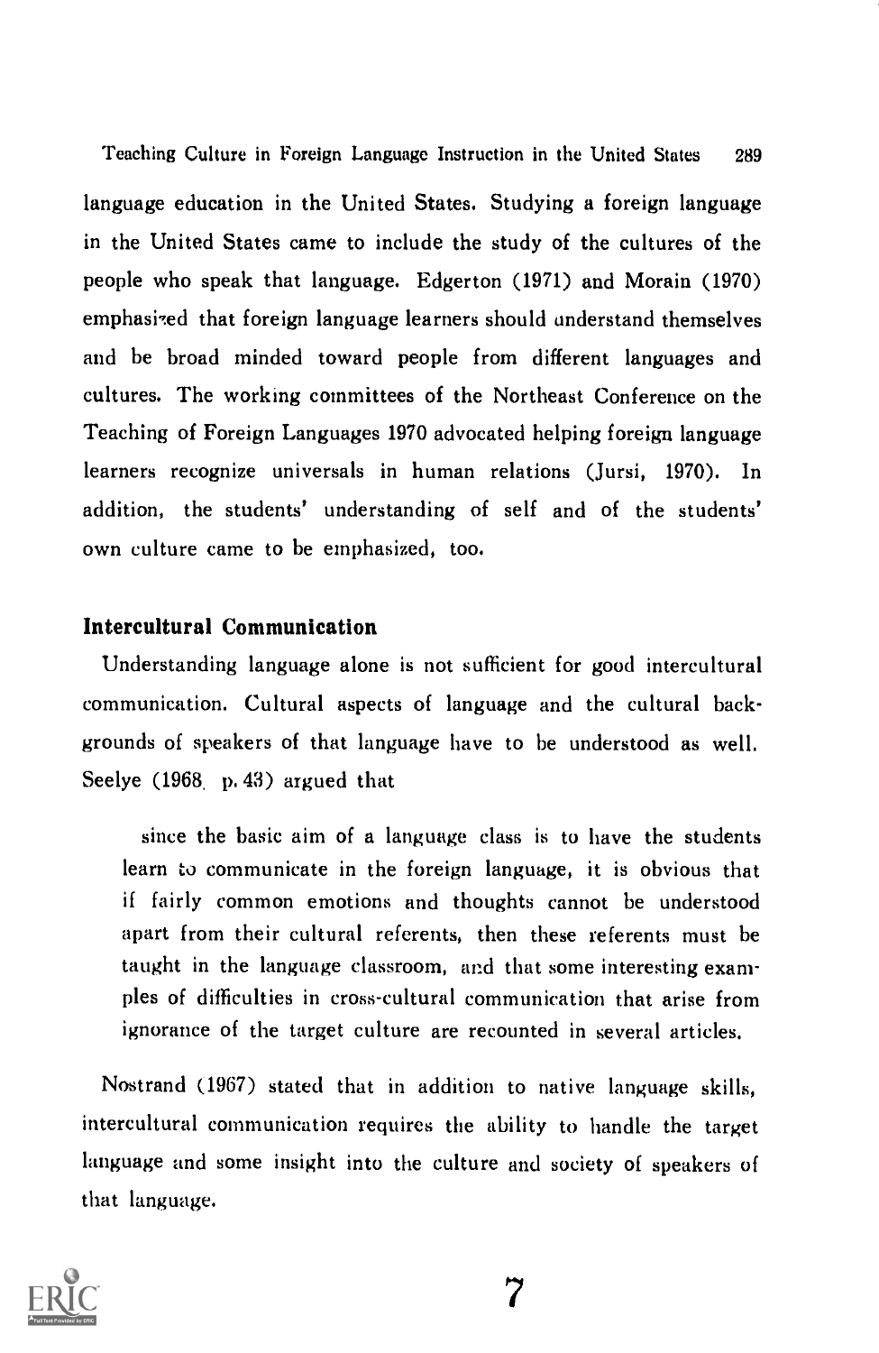language education in the United States. Studying a foreign language in the United States came to include the study of the cultures of the people who speak that language. Edgerton (1971) and Morain (1970) emphasized that foreign language learners should understand themselves and be broad minded toward people from different languages and cultures. The working committees of the Northeast Conference on the Teaching of Foreign Languages 1970 advocated helping foreign language learners recognize universals in human relations (Jursi, 1970). In addition, the students' understanding of self and of the students' own culture came to be emphasized, too.

## Intercultural Communication

Understanding language alone is not sufficient for good intercultural communication. Cultural aspects of language and the cultural backgrounds of speakers of that language have to be understood as well. Seelye (1968, p. 43) argued that

> since the basic aim of a language class is to have the students learn to communicate in the foreign language, it is obvious that if fairly common emotions and thoughts cannot be understood apart from their cultural referents, then these referents must be taught in the language classroom, and that some interesting examples of difficulties in cross-cultural communication that arise from ignorance of the target culture are recounted in several articles.

Nostrand (1967) stated that in addition to native language skills, intercultural communication requires the ability to handle the target language and some insight into the culture and society of speakers of that language.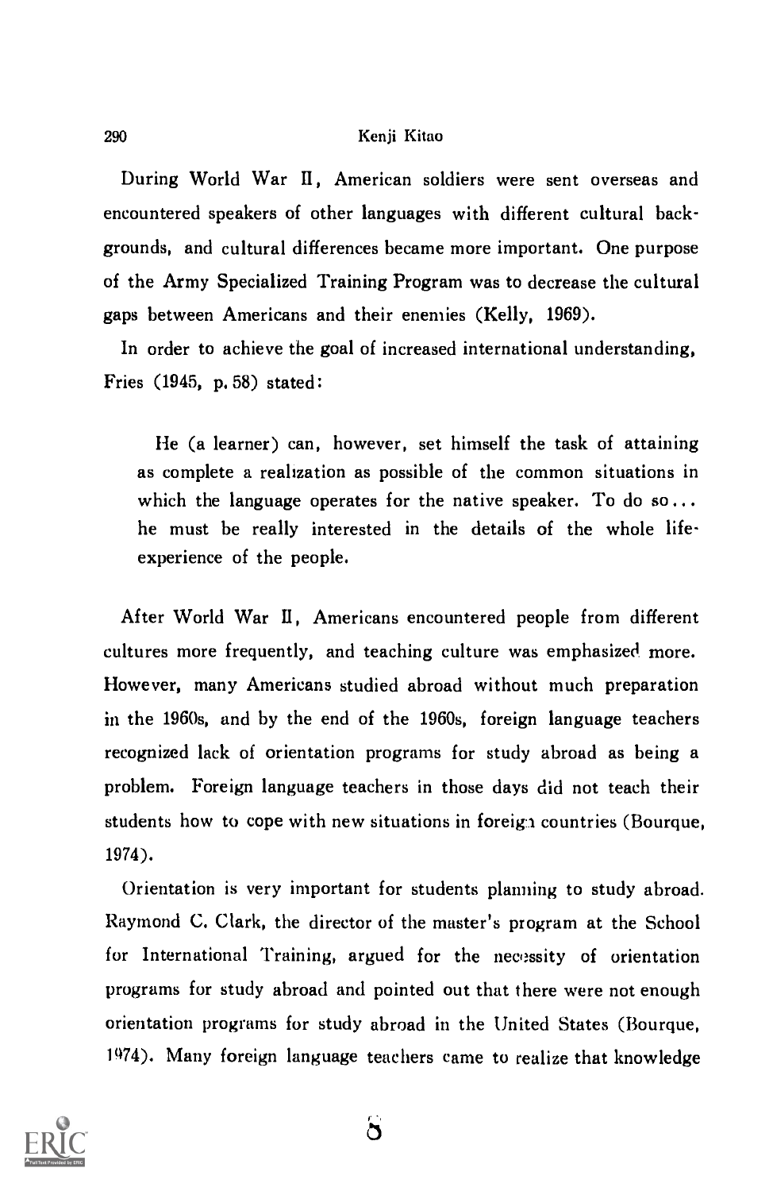During World War II, American soldiers were sent overseas and encountered speakers of other languages with different cultural backgrounds, and cultural differences became more important. One purpose of the Army Specialized Training Program was to decrease the cultural gaps between Americans and their enemies (Kelly, 1969).

In order to achieve the goal of increased international understanding, Fries (1945, p. 58) stated:

> He (a learner) can, however, set himself the task of attaining as complete a realization as possible of the common situations in which the language operates for the native speaker. To do so... he must be really interested in the details of the whole life-experience of the people.

After World War II, Americans encountered people from different cultures more frequently, and teaching culture was emphasized more. However, many Americans studied abroad without much preparation in the 1960s, and by the end of the 1960s, foreign language teachers recognized lack of orientation programs for study abroad as being a problem. Foreign language teachers in those days did not teach their students how to cope with new situations in foreign countries (Bourque, 1974).

Orientation is very important for students planning to study abroad. Raymond C. Clark, the director of the master's program at the School for International Training, argued for the necessity of orientation programs for study abroad and pointed out that there were not enough orientation programs for study abroad in the United States (Bourque, 1974). Many foreign language teachers came to realize that knowledge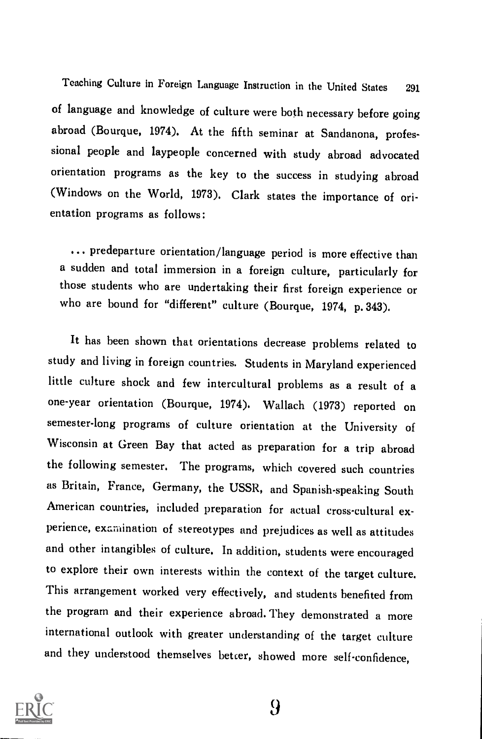of language and knowledge of culture were both necessary before going abroad (Bourque, 1974). At the fifth seminar at Sandanona, professional people and laypeople concerned with study abroad advocated orientation programs as the key to the success in studying abroad (Windows on the World, 1973). Clark states the importance of orientation programs as follows:

> ... predeparture orientation/language period is more effective than a sudden and total immersion in a foreign culture, particularly for those students who are undertaking their first foreign experience or who are bound for "different" culture (Bourque, 1974, p. 343).

It has been shown that orientations decrease problems related to study and living in foreign countries. Students in Maryland experienced little culture shock and few intercultural problems as a result of a one-year orientation (Bourque, 1974). Wallach (1973) reported on semester-long programs of culture orientation at the University of Wisconsin at Green Bay that acted as preparation for a trip abroad the following semester. The programs, which covered such countries as Britain, France, Germany, the USSR, and Spanish-speaking South American countries, included preparation for actual cross-cultural experience, examination of stereotypes and prejudices as well as attitudes and other intangibles of culture. In addition, students were encouraged to explore their own interests within the context of the target culture. This arrangement worked very effectively, and students benefited from the program and their experience abroad. They demonstrated a more international outlook with greater understanding of the target culture and they understood themselves better, showed more self-confidence,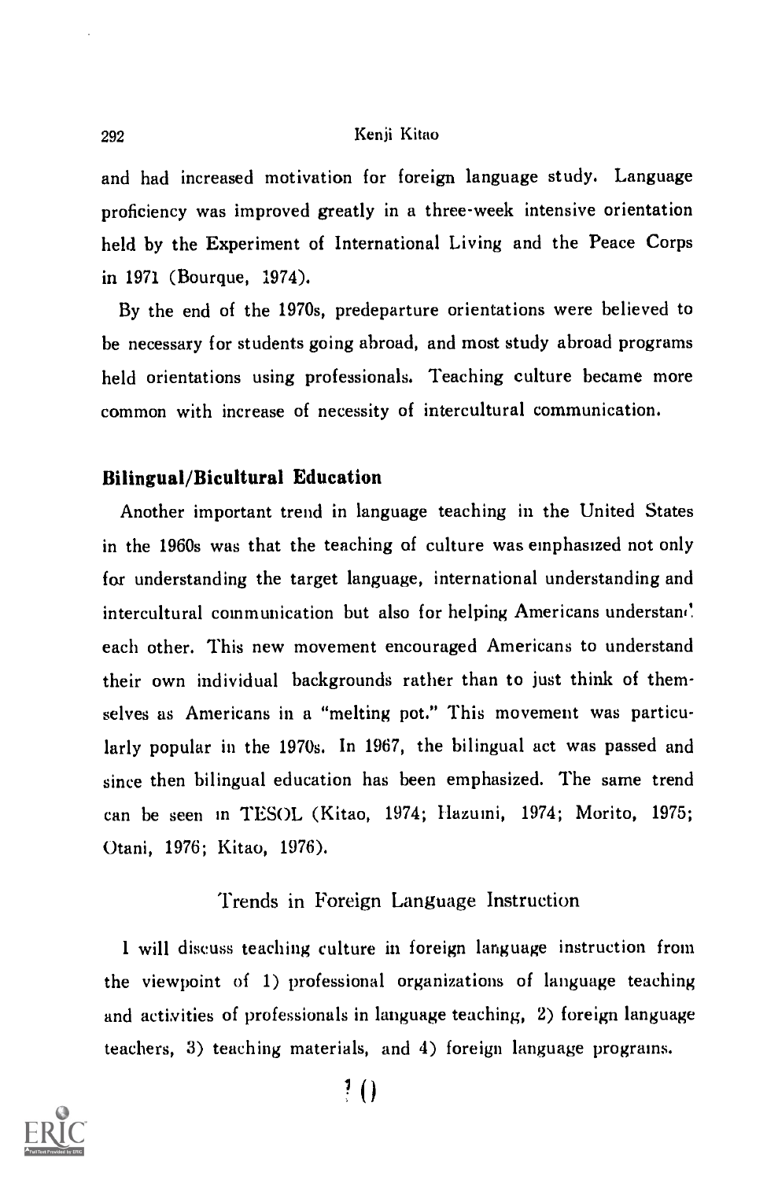and had increased motivation for foreign language study. Language proficiency was improved greatly in a three-week intensive orientation held by the Experiment of International Living and the Peace Corps in 1971 (Bourque, 1974).

By the end of the 1970s, predeparture orientations were believed to be necessary for students going abroad, and most study abroad programs held orientations using professionals. Teaching culture became more common with increase of necessity of intercultural communication.

### Bilingual/Bicultural Education

Another important trend in language teaching in the United States in the 1960s was that the teaching of culture was emphasized not only for understanding the target language, international understanding and intercultural communication but also for helping Americans understand each other. This new movement encouraged Americans to understand their own individual backgrounds rather than to just think of themselves as Americans in a "melting pot." This movement was particularly popular in the 1970s. In 1967, the bilingual act was passed and since then bilingual education has been emphasized. The same trend can be seen in TESOL (Kitao, 1974; Hazumi, 1974; Morito, 1975; Otani, 1976; Kitao, 1976).

## Trends in Foreign Language Instruction

I will discuss teaching culture in foreign language instruction from the viewpoint of 1) professional organizations of language teaching and activities of professionals in language teaching, 2) foreign language teachers, 3) teaching materials, and 4) foreign language programs.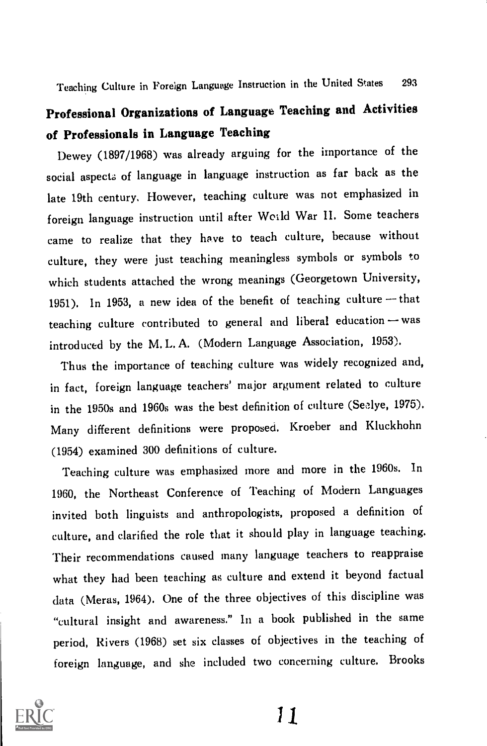## Professional Organizations of Language Teaching and Activities of Professionals in Language Teaching

Dewey (1897/1968) was already arguing for the importance of the social aspects of language in language instruction as far back as the late 19th century. However, teaching culture was not emphasized in foreign language instruction until after World War II. Some teachers came to realize that they have to teach culture, because without culture, they were just teaching meaningless symbols or symbols to which students attached the wrong meanings (Georgetown University, 1951). In 1953, a new idea of the benefit of teaching culture — that teaching culture contributed to general and liberal education — was introduced by the M. L. A. (Modern Language Association, 1953).

Thus the importance of teaching culture was widely recognized and, in fact, foreign language teachers' major argument related to culture in the 1950s and 1960s was the best definition of culture (Seelye, 1975). Many different definitions were proposed. Kroeber and Kluckhohn (1954) examined 300 definitions of culture.

Teaching culture was emphasized more and more in the 1960s. In 1960, the Northeast Conference of Teaching of Modern Languages invited both linguists and anthropologists, proposed a definition of culture, and clarified the role that it should play in language teaching. Their recommendations caused many language teachers to reappraise what they had been teaching as culture and extend it beyond factual data (Meras, 1964). One of the three objectives of this discipline was "cultural insight and awareness." In a book published in the same period, Rivers (1968) set six classes of objectives in the teaching of foreign language, and she included two concerning culture. Brooks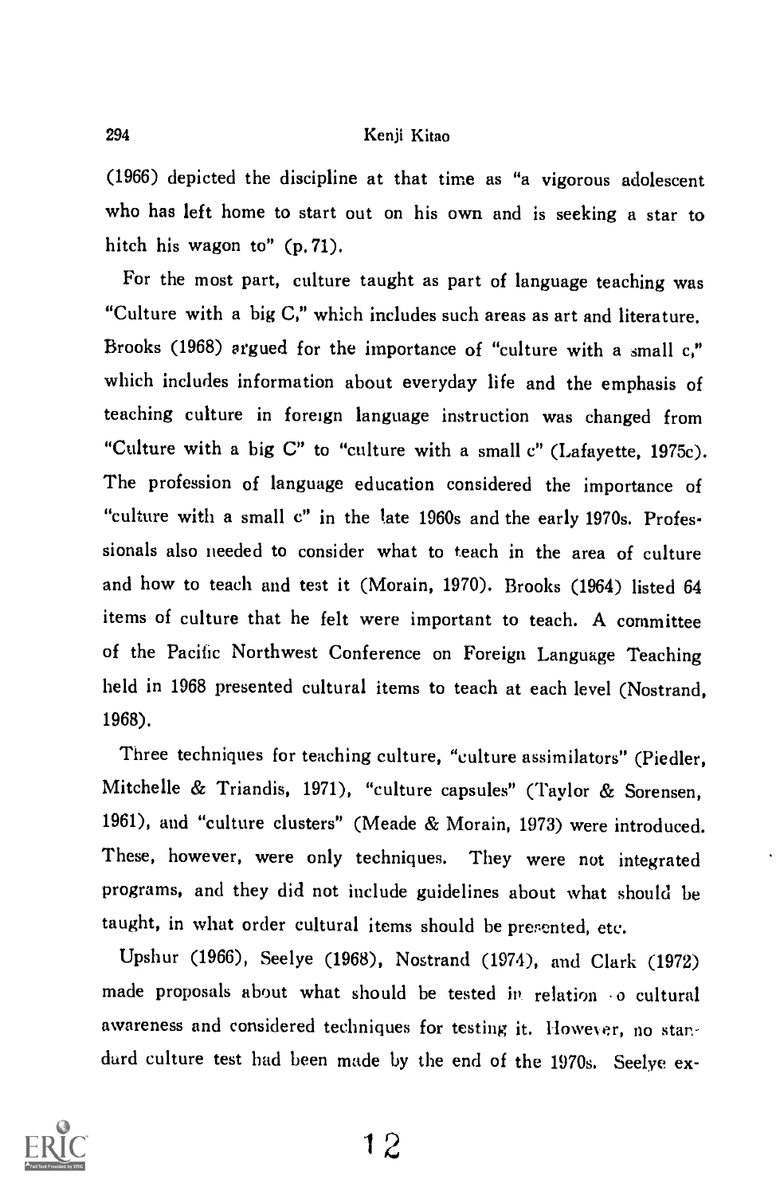(1966) depicted the discipline at that time as "a vigorous adolescent who has left home to start out on his own and is seeking a star to hitch his wagon to" (p. 71).

For the most part, culture taught as part of language teaching was "Culture with a big C," which includes such areas as art and literature. Brooks (1968) argued for the importance of "culture with a small c," which includes information about everyday life and the emphasis of teaching culture in foreign language instruction was changed from "Culture with a big C" to "culture with a small c" (Lafayette, 1975c). The profession of language education considered the importance of "culture with a small c" in the late 1960s and the early 1970s. Professionals also needed to consider what to teach in the area of culture and how to teach and test it (Morain, 1970). Brooks (1964) listed 64 items of culture that he felt were important to teach. A committee of the Pacific Northwest Conference on Foreign Language Teaching held in 1968 presented cultural items to teach at each level (Nostrand, 1968).

Three techniques for teaching culture, "culture assimilators" (Piedler, Mitchelle & Triandis, 1971), "culture capsules" (Taylor & Sorensen, 1961), and "culture clusters" (Meade & Morain, 1973) were introduced. These, however, were only techniques. They were not integrated programs, and they did not include guidelines about what should be taught, in what order cultural items should be presented, etc.

Upshur (1966), Seelye (1968), Nostrand (1974), and Clark (1972) made proposals about what should be tested in relation to cultural awareness and considered techniques for testing it. However, no standard culture test had been made by the end of the 1970s. Seelye ex-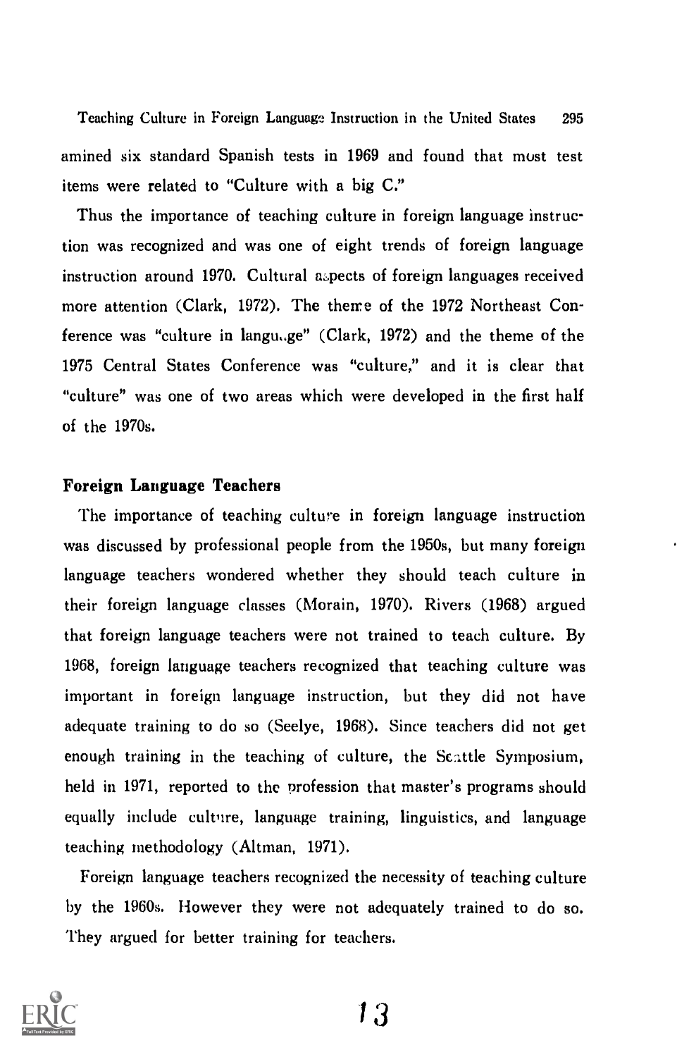amined six standard Spanish tests in 1969 and found that most test items were related to "Culture with a big C."

Thus the importance of teaching culture in foreign language instruction was recognized and was one of eight trends of foreign language instruction around 1970. Cultural aspects of foreign languages received more attention (Clark, 1972). The theme of the 1972 Northeast Conference was "culture in language" (Clark, 1972) and the theme of the 1975 Central States Conference was "culture," and it is clear that "culture" was one of two areas which were developed in the first half of the 1970s.

## Foreign Language Teachers

The importance of teaching culture in foreign language instruction was discussed by professional people from the 1950s, but many foreign language teachers wondered whether they should teach culture in their foreign language classes (Morain, 1970). Rivers (1968) argued that foreign language teachers were not trained to teach culture. By 1968, foreign language teachers recognized that teaching culture was important in foreign language instruction, but they did not have adequate training to do so (Seelye, 1968). Since teachers did not get enough training in the teaching of culture, the Seattle Symposium, held in 1971, reported to the profession that master's programs should equally include culture, language training, linguistics, and language teaching methodology (Altman, 1971).

Foreign language teachers recognized the necessity of teaching culture by the 1960s. However they were not adequately trained to do so. They argued for better training for teachers.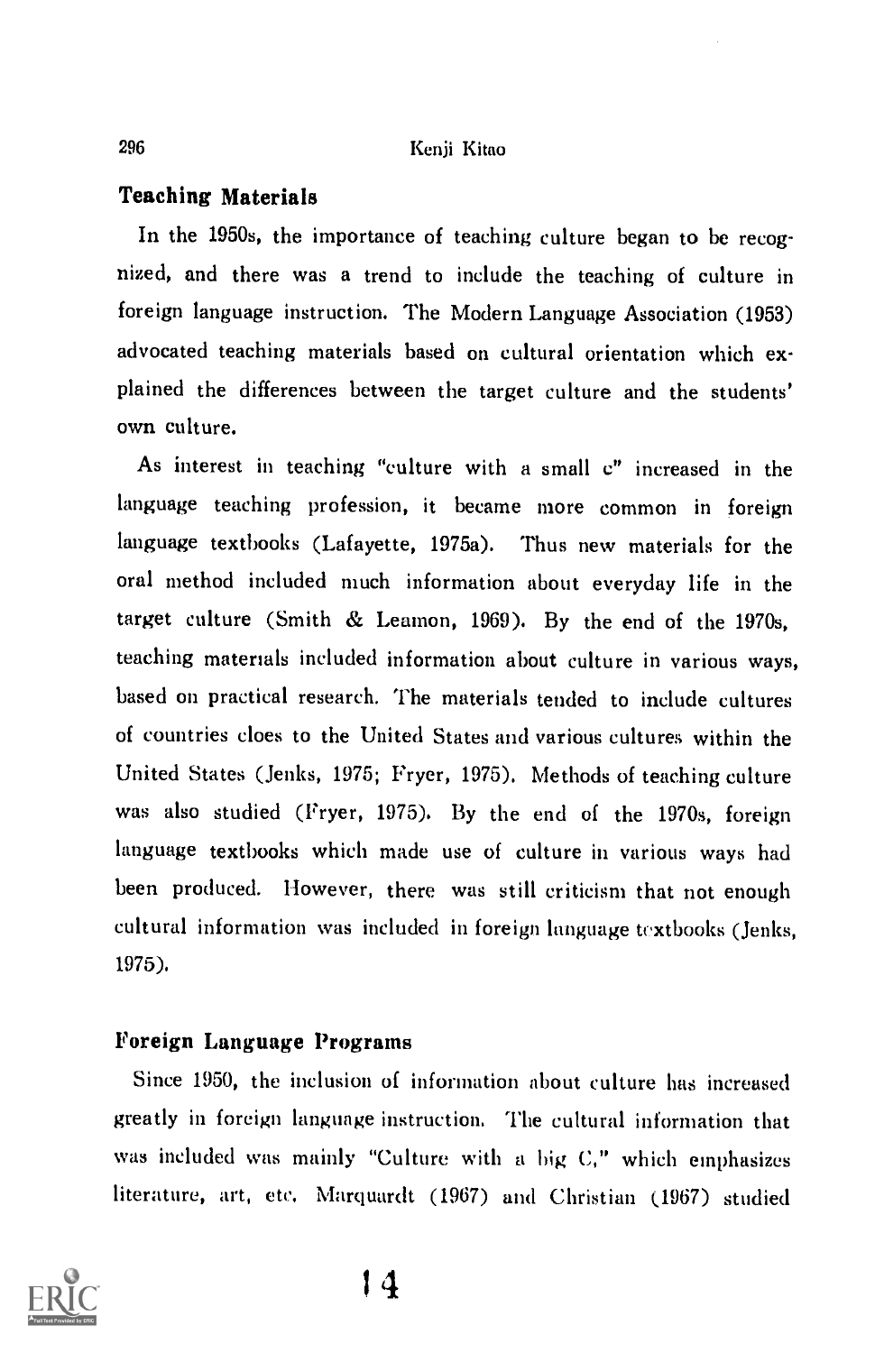## Teaching Materials

In the 1950s, the importance of teaching culture began to be recognized, and there was a trend to include the teaching of culture in foreign language instruction. The Modern Language Association (1953) advocated teaching materials based on cultural orientation which explained the differences between the target culture and the students' own culture.

As interest in teaching "culture with a small c" increased in the language teaching profession, it became more common in foreign language textbooks (Lafayette, 1975a). Thus new materials for the oral method included much information about everyday life in the target culture (Smith & Leamon, 1969). By the end of the 1970s, teaching materials included information about culture in various ways, based on practical research. The materials tended to include cultures of countries cloes to the United States and various cultures within the United States (Jenks, 1975; Fryer, 1975). Methods of teaching culture was also studied (Fryer, 1975). By the end of the 1970s, foreign language textbooks which made use of culture in various ways had been produced. However, there was still criticism that not enough cultural information was included in foreign language textbooks (Jenks, 1975).

## Foreign Language Programs

Since 1950, the inclusion of information about culture has increased greatly in foreign language instruction. The cultural information that was included was mainly "Culture with a big C," which emphasizes literature, art, etc. Marquardt (1967) and Christian (1967) studied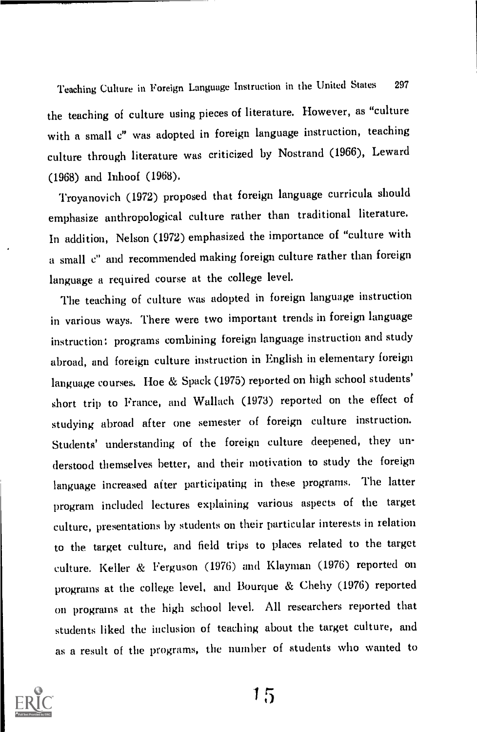the teaching of culture using pieces of literature. However, as "culture with a small c" was adopted in foreign language instruction, teaching culture through literature was criticized by Nostrand (1966), Leward (1968) and Inhoof (1968).

Troyanovich (1972) proposed that foreign language curricula should emphasize anthropological culture rather than traditional literature. In addition, Nelson (1972) emphasized the importance of "culture with a small c" and recommended making foreign culture rather than foreign language a required course at the college level.

The teaching of culture was adopted in foreign language instruction in various ways. There were two important trends in foreign language instruction: programs combining foreign language instruction and study abroad, and foreign culture instruction in English in elementary foreign language courses. Hoe & Spack (1975) reported on high school students' short trip to France, and Wallach (1973) reported on the effect of studying abroad after one semester of foreign culture instruction. Students' understanding of the foreign culture deepened, they understood themselves better, and their motivation to study the foreign language increased after participating in these programs. The latter program included lectures explaining various aspects of the target culture, presentations by students on their particular interests in relation to the target culture, and field trips to places related to the target culture. Keller & Ferguson (1976) and Klayman (1976) reported on programs at the college level, and Bourque & Chehy (1976) reported on programs at the high school level. All researchers reported that students liked the inclusion of teaching about the target culture, and as a result of the programs, the number of students who wanted to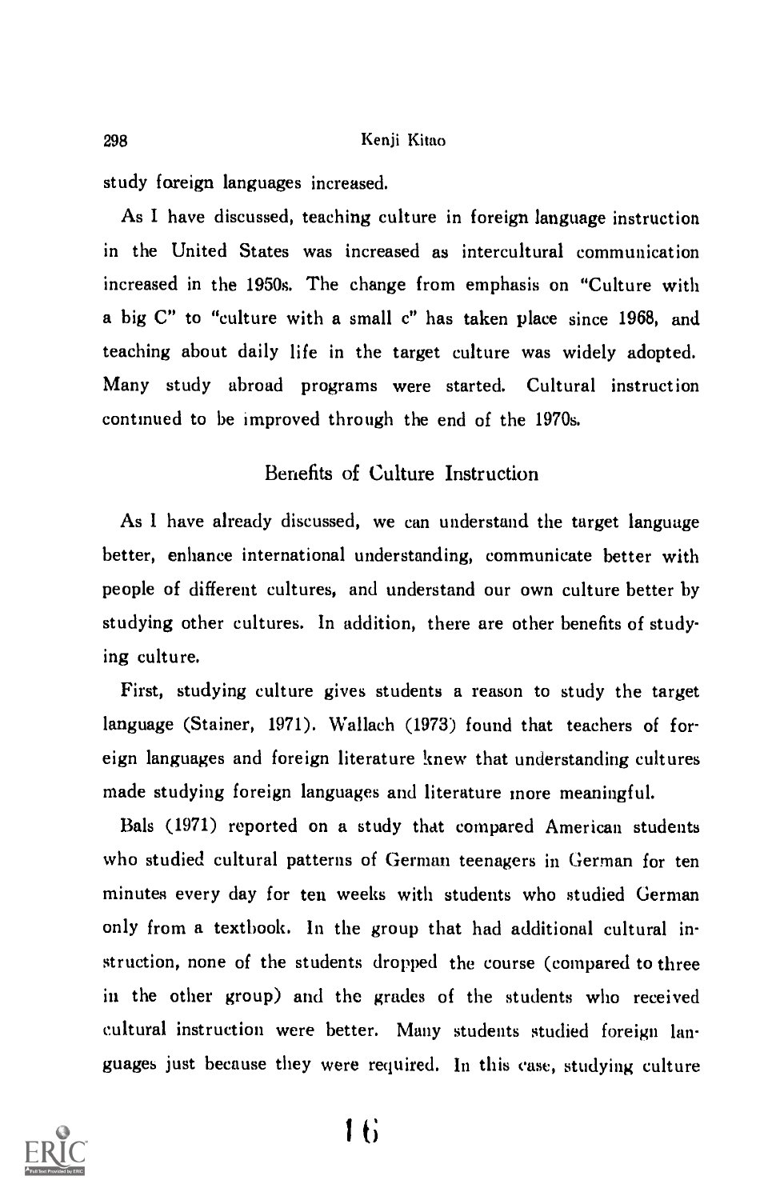study foreign languages increased.

As I have discussed, teaching culture in foreign language instruction in the United States was increased as intercultural communication increased in the 1950s. The change from emphasis on "Culture with a big C" to "culture with a small c" has taken place since 1968, and teaching about daily life in the target culture was widely adopted. Many study abroad programs were started. Cultural instruction continued to be improved through the end of the 1970s.

## Benefits of Culture Instruction

As I have already discussed, we can understand the target language better, enhance international understanding, communicate better with people of different cultures, and understand our own culture better by studying other cultures. In addition, there are other benefits of studying culture.

First, studying culture gives students a reason to study the target language (Stainer, 1971). Wallach (1973) found that teachers of foreign languages and foreign literature knew that understanding cultures made studying foreign languages and literature more meaningful.

Bals (1971) reported on a study that compared American students who studied cultural patterns of German teenagers in German for ten minutes every day for ten weeks with students who studied German only from a textbook. In the group that had additional cultural instruction, none of the students dropped the course (compared to three in the other group) and the grades of the students who received cultural instruction were better. Many students studied foreign languages just because they were required. In this case, studying culture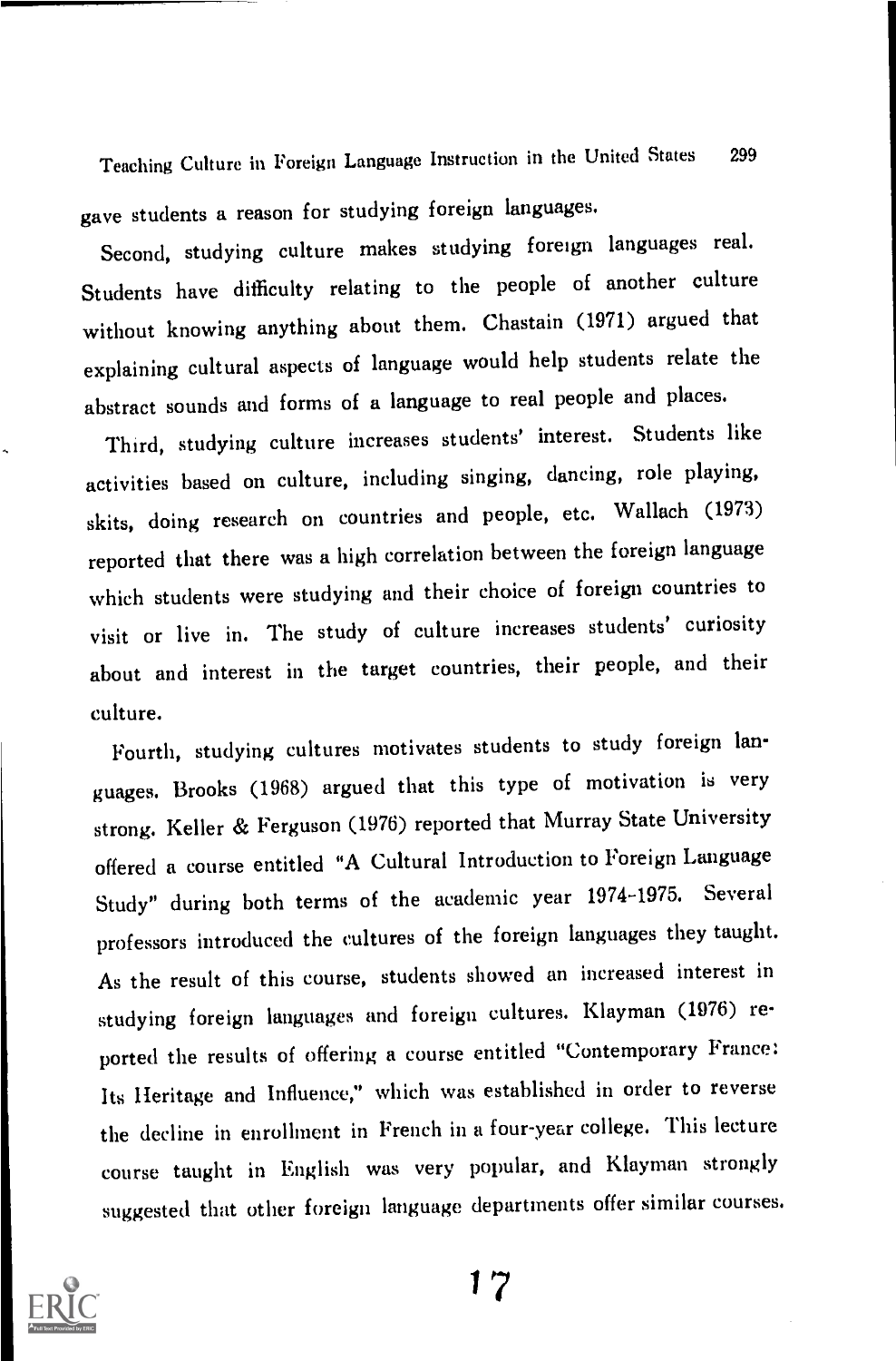gave students a reason for studying foreign languages.

Second, studying culture makes studying foreign languages real. Students have difficulty relating to the people of another culture without knowing anything about them. Chastain (1971) argued that explaining cultural aspects of language would help students relate the abstract sounds and forms of a language to real people and places.

Third, studying culture increases students' interest. Students like activities based on culture, including singing, dancing, role playing, skits, doing research on countries and people, etc. Wallach (1973) reported that there was a high correlation between the foreign language which students were studying and their choice of foreign countries to visit or live in. The study of culture increases students' curiosity about and interest in the target countries, their people, and their culture.

Fourth, studying cultures motivates students to study foreign languages. Brooks (1968) argued that this type of motivation is very strong. Keller & Ferguson (1976) reported that Murray State University offered a course entitled "A Cultural Introduction to Foreign Language Study" during both terms of the academic year 1974-1975. Several professors introduced the cultures of the foreign languages they taught. As the result of this course, students showed an increased interest in studying foreign languages and foreign cultures. Klayman (1976) reported the results of offering a course entitled "Contemporary France: Its Heritage and Influence," which was established in order to reverse the decline in enrollment in French in a four-year college. This lecture course taught in English was very popular, and Klayman strongly suggested that other foreign language departments offer similar courses.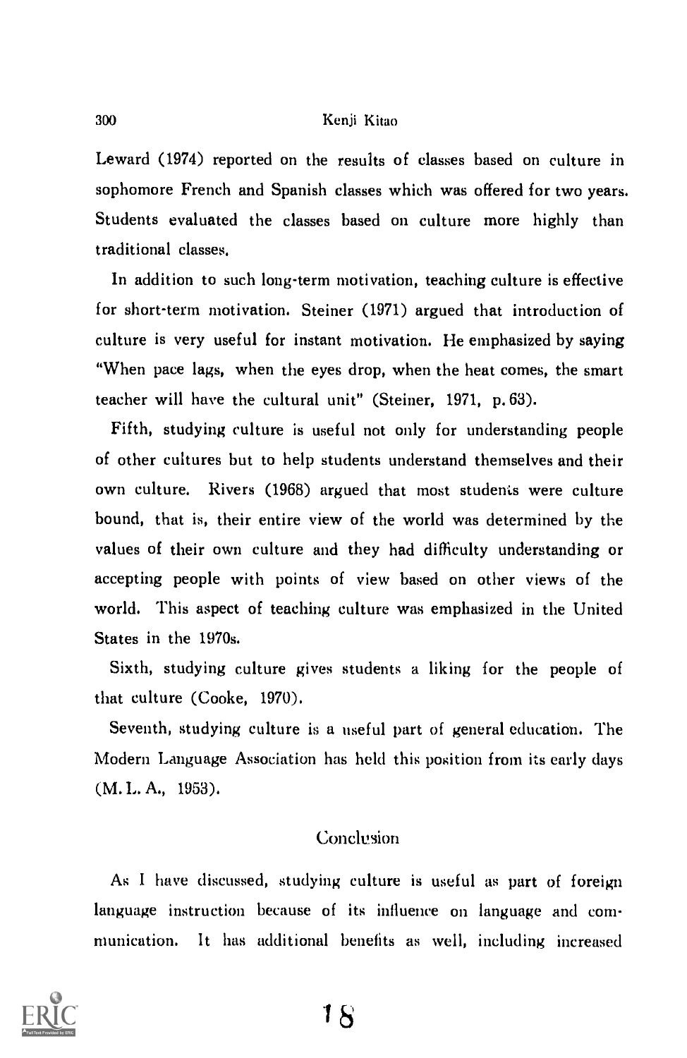Leward (1974) reported on the results of classes based on culture in sophomore French and Spanish classes which was offered for two years. Students evaluated the classes based on culture more highly than traditional classes.

In addition to such long-term motivation, teaching culture is effective for short-term motivation. Steiner (1971) argued that introduction of culture is very useful for instant motivation. He emphasized by saying "When pace lags, when the eyes drop, when the heat comes, the smart teacher will have the cultural unit" (Steiner, 1971, p. 63).

Fifth, studying culture is useful not only for understanding people of other cultures but to help students understand themselves and their own culture. Rivers (1968) argued that most students were culture bound, that is, their entire view of the world was determined by the values of their own culture and they had difficulty understanding or accepting people with points of view based on other views of the world. This aspect of teaching culture was emphasized in the United States in the 1970s.

Sixth, studying culture gives students a liking for the people of that culture (Cooke, 1970).

Seventh, studying culture is a useful part of general education. The Modern Language Association has held this position from its early days (M. L. A., 1953).

## Conclusion

As I have discussed, studying culture is useful as part of foreign language instruction because of its influence on language and communication. It has additional benefits as well, including increased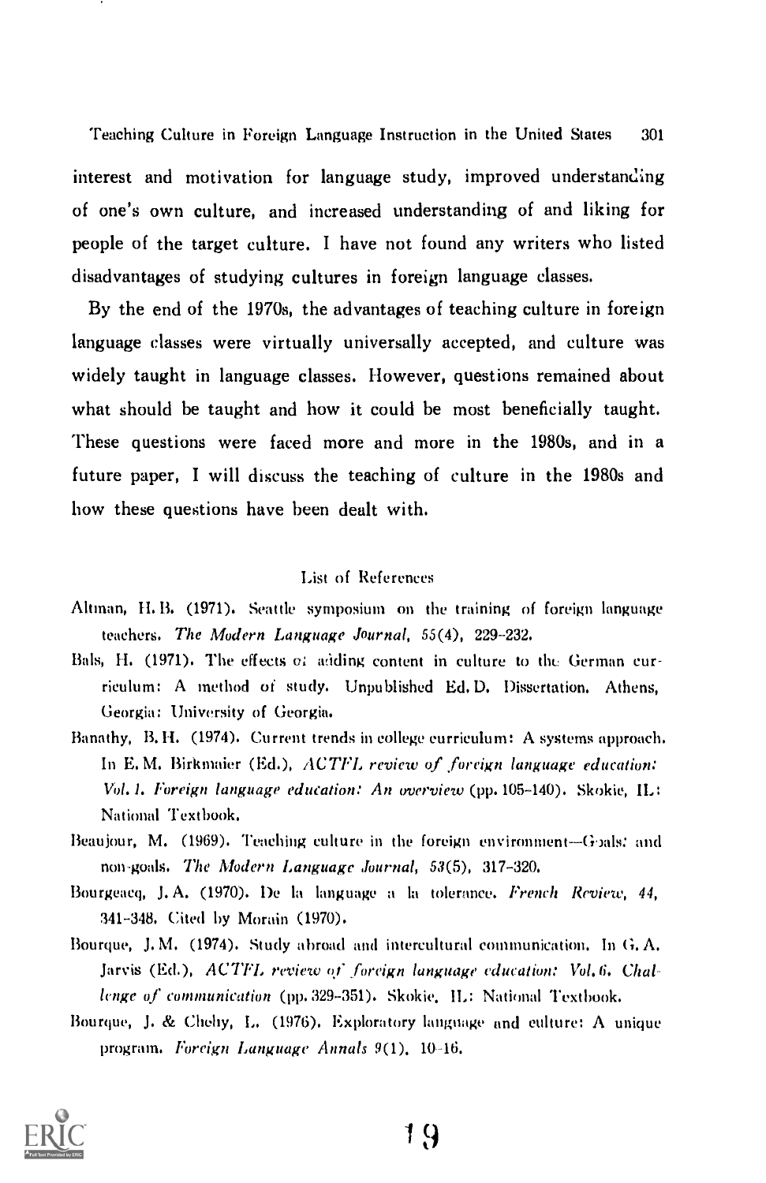interest and motivation for language study, improved understanding of one's own culture, and increased understanding of and liking for people of the target culture. I have not found any writers who listed disadvantages of studying cultures in foreign language classes.

By the end of the 1970s, the advantages of teaching culture in foreign language classes were virtually universally accepted, and culture was widely taught in language classes. However, questions remained about what should be taught and how it could be most beneficially taught. These questions were faced more and more in the 1980s, and in a future paper, I will discuss the teaching of culture in the 1980s and how these questions have been dealt with.

## List of References

Altman, H. B. (1971). Seattle symposium on the training of foreign language teachers. *The Modern Language Journal, 55*(4), 229–232.

Bals, H. (1971). The effects of adding content in culture to the German curriculum: A method of study. Unpublished Ed. D. Dissertation. Athens, Georgia: University of Georgia.

Banathy, B. H. (1974). Current trends in college curriculum: A systems approach. In E. M. Birkmaier (Ed.), *ACTFL review of foreign language education: Vol. 1. Foreign language education: An overview* (pp. 105–140). Skokie, IL: National Textbook.

Beaujour, M. (1969). Teaching culture in the foreign environment—Goals: and non-goals. *The Modern Language Journal, 53*(5), 317–320.

Bourgeacq, J. A. (1970). De la language a la tolerance. *French Review, 44*, 341–348. Cited by Morain (1970).

Bourque, J. M. (1974). Study abroad and intercultural communication. In G. A. Jarvis (Ed.), *ACTFL review of foreign language education: Vol. 6. Challenge of communication* (pp. 329–351). Skokie, IL: National Textbook.

Bourque, J. & Chehy, L. (1976). Exploratory language and culture: A unique program. *Foreign Language Annals 9*(1), 10–16.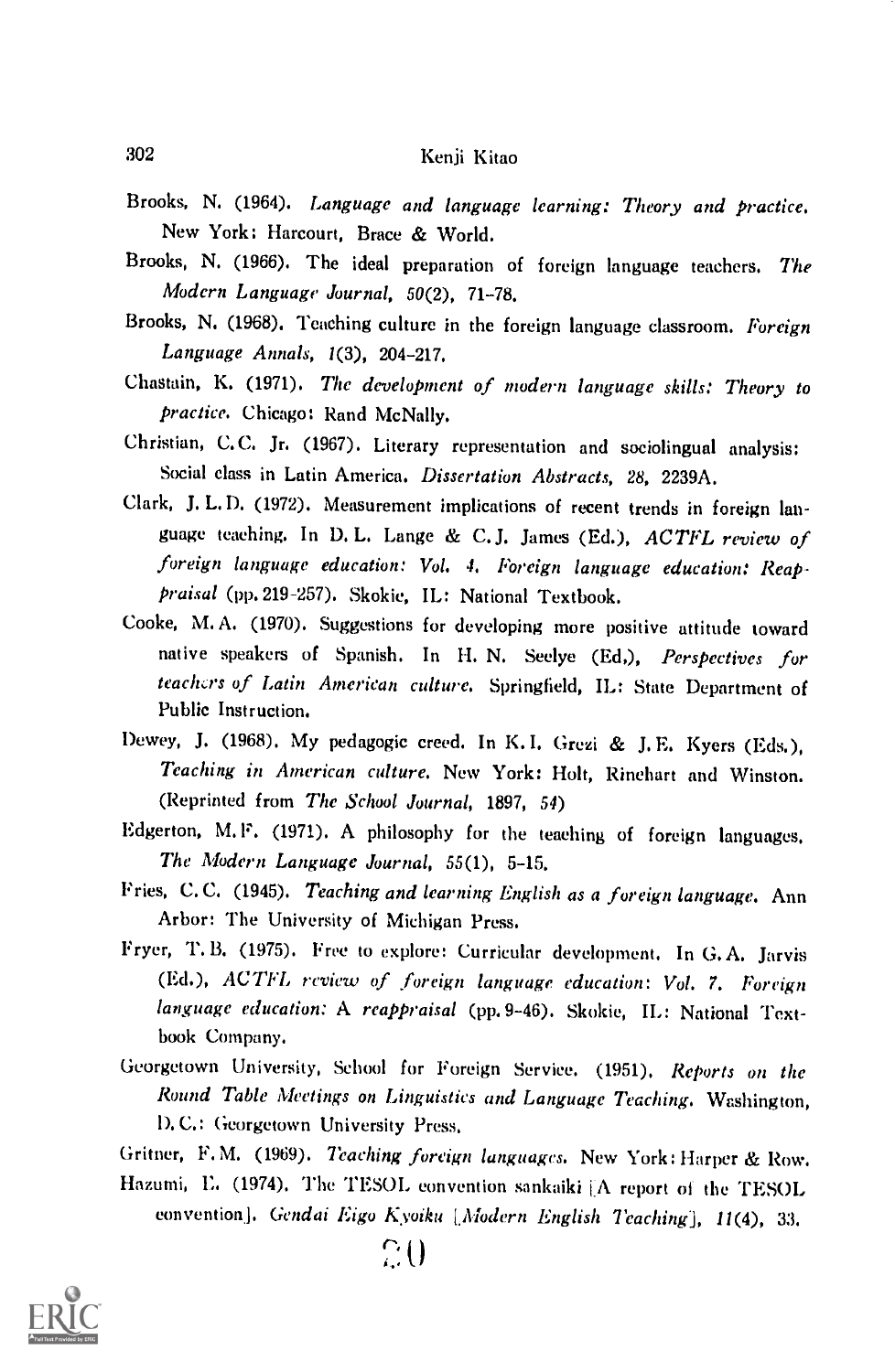Brooks, N. (1964). *Language and language learning: Theory and practice.* New York: Harcourt, Brace & World.

Brooks, N. (1966). The ideal preparation of foreign language teachers. *The Modern Language Journal, 50*(2), 71-78.

Brooks, N. (1968). Teaching culture in the foreign language classroom. *Foreign Language Annals, 1*(3), 204-217.

Chastain, K. (1971). *The development of modern language skills: Theory to practice.* Chicago: Rand McNally.

Christian, C.C. Jr. (1967). Literary representation and sociolingual analysis: Social class in Latin America. *Dissertation Abstracts, 28*, 2239A.

Clark, J. L. D. (1972). Measurement implications of recent trends in foreign language teaching. In D. L. Lange & C. J. James (Ed.), *ACTFL review of foreign language education: Vol. 4. Foreign language education: Reappraisal* (pp. 219-257). Skokie, IL: National Textbook.

Cooke, M. A. (1970). Suggestions for developing more positive attitude toward native speakers of Spanish. In H. N. Seelye (Ed.), *Perspectives for teachers of Latin American culture.* Springfield, IL: State Department of Public Instruction.

Dewey, J. (1968). My pedagogic creed. In K. I. Grezi & J. E. Kyers (Eds.), *Teaching in American culture.* New York: Holt, Rinehart and Winston. (Reprinted from *The School Journal*, 1897, *54*)

Edgerton, M. F. (1971). A philosophy for the teaching of foreign languages. *The Modern Language Journal, 55*(1), 5-15.

Fries, C. C. (1945). *Teaching and learning English as a foreign language.* Ann Arbor: The University of Michigan Press.

Fryer, T. B. (1975). Free to explore: Curricular development. In G. A. Jarvis (Ed.), *ACTFL review of foreign language education: Vol. 7. Foreign language education: A reappraisal* (pp. 9-46). Skokie, IL: National Textbook Company.

Georgetown University, School for Foreign Service. (1951). *Reports on the Round Table Meetings on Linguistics and Language Teaching.* Washington, D. C.: Georgetown University Press.

Gritner, F. M. (1969). *Teaching foreign languages.* New York: Harper & Row.

Hazumi, E. (1974). The TESOL convention sankaiki [A report of the TESOL convention]. *Gendai Eigo Kyoiku* [*Modern English Teaching*], *11*(4), 33.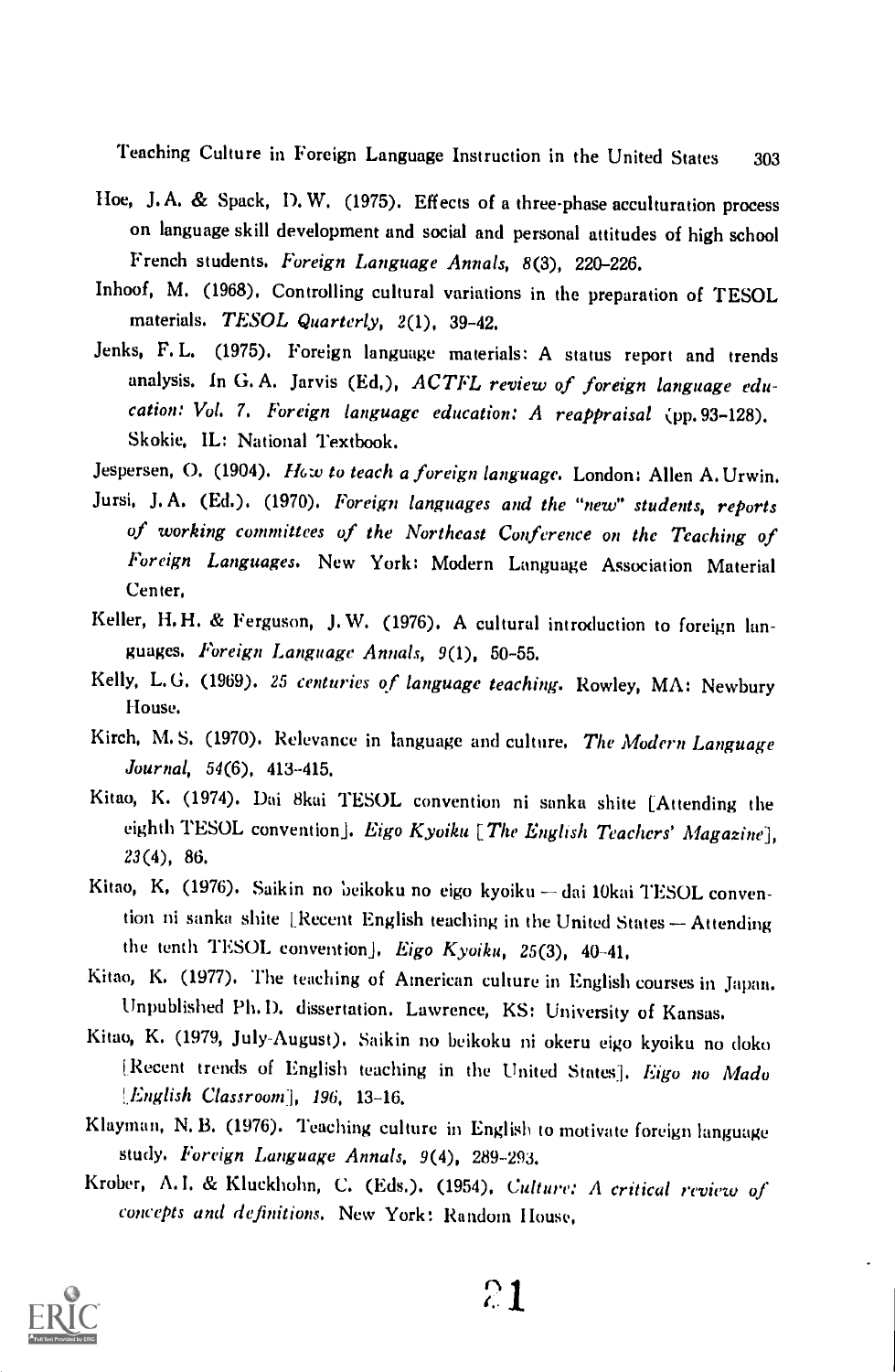Hoe, J. A. & Spack, D. W. (1975). Effects of a three-phase acculturation process on language skill development and social and personal attitudes of high school French students. *Foreign Language Annals*, *8*(3), 220–226.

Inhoof, M. (1968). Controlling cultural variations in the preparation of TESOL materials. *TESOL Quarterly*, *2*(1), 39–42.

Jenks, F. L. (1975). Foreign language materials: A status report and trends analysis. In G. A. Jarvis (Ed.), *ACTFL review of foreign language education: Vol. 7. Foreign language education: A reappraisal* (pp. 93–128). Skokie, IL: National Textbook.

Jespersen, O. (1904). *How to teach a foreign language*. London: Allen A. Urwin.

Jursi, J. A. (Ed.). (1970). *Foreign languages and the "new" students, reports of working committees of the Northeast Conference on the Teaching of Foreign Languages*. New York: Modern Language Association Material Center.

Keller, H. H. & Ferguson, J. W. (1976). A cultural introduction to foreign languages. *Foreign Language Annals*, *9*(1), 50–55.

Kelly, L. G. (1969). *25 centuries of language teaching*. Rowley, MA: Newbury House.

Kirch, M. S. (1970). Relevance in language and culture. *The Modern Language Journal*, *54*(6), 413–415.

Kitao, K. (1974). Dai 8kai TESOL convention ni sanka shite [Attending the eighth TESOL convention]. *Eigo Kyoiku* [*The English Teachers' Magazine*], *23*(4), 86.

Kitao, K. (1976). Saikin no beikoku no eigo kyoiku — dai 10kai TESOL convention ni sanka shite [Recent English teaching in the United States — Attending the tenth TESOL convention]. *Eigo Kyoiku*, *25*(3), 40–41.

Kitao, K. (1977). The teaching of American culture in English courses in Japan. Unpublished Ph. D. dissertation. Lawrence, KS: University of Kansas.

Kitao, K. (1979, July-August). Saikin no beikoku ni okeru eigo kyoiku no doko [Recent trends of English teaching in the United States]. *Eigo no Mado* [*English Classroom*], *196*, 13–16.

Klayman, N. B. (1976). Teaching culture in English to motivate foreign language study. *Foreign Language Annals*, *9*(4), 289–293.

Krober, A. I. & Kluckhohn, C. (Eds.). (1954). *Culture: A critical review of concepts and definitions*. New York: Random House.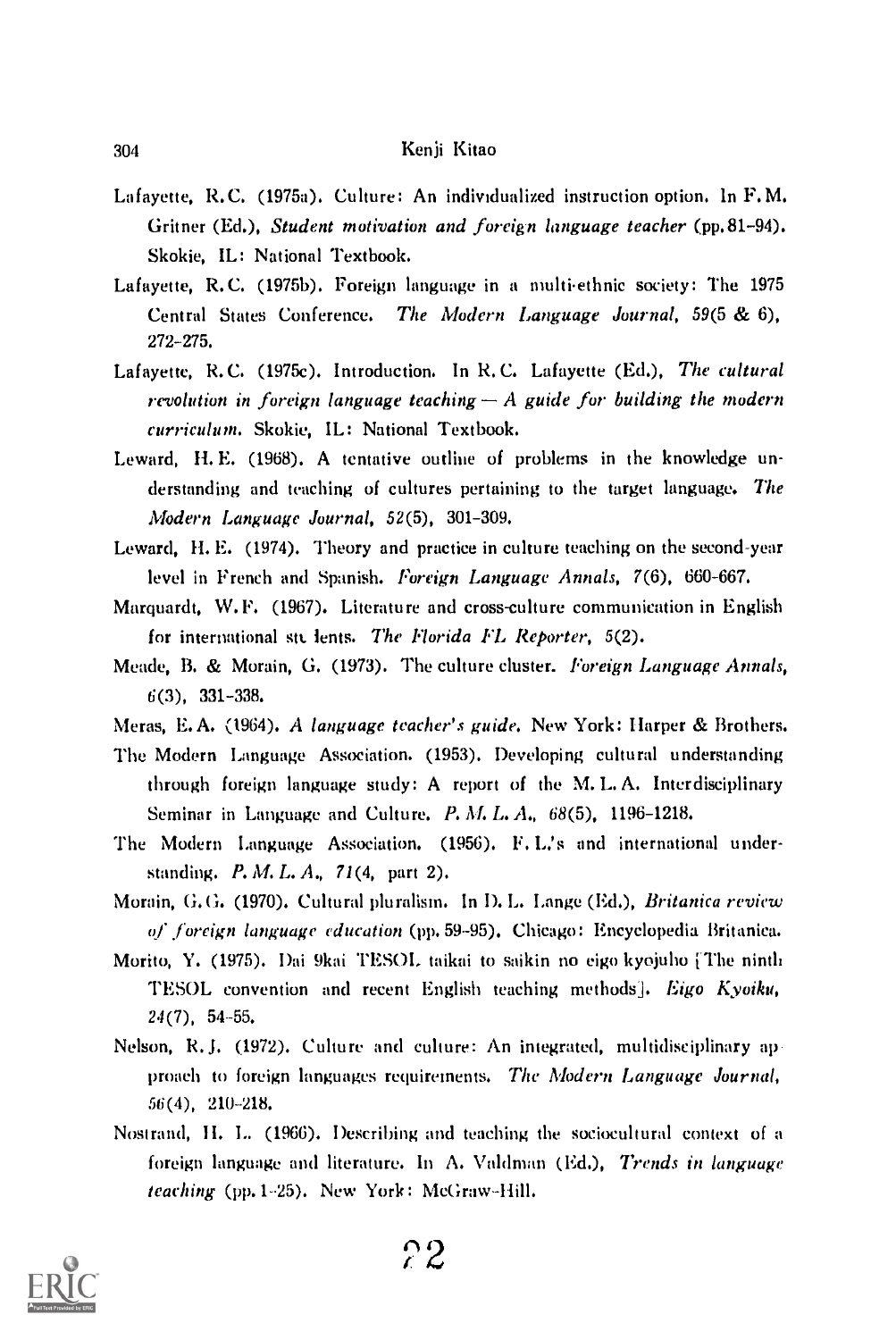Lafayette, R.C. (1975a). Culture: An individualized instruction option. In F.M. Gritner (Ed.), *Student motivation and foreign language teacher* (pp.81-94). Skokie, IL: National Textbook.

Lafayette, R.C. (1975b). Foreign language in a multi-ethnic society: The 1975 Central States Conference. *The Modern Language Journal, 59*(5 & 6), 272-275.

Lafayette, R.C. (1975c). Introduction. In R.C. Lafayette (Ed.), *The cultural revolution in foreign language teaching — A guide for building the modern curriculum*. Skokie, IL: National Textbook.

Leward, H.E. (1968). A tentative outline of problems in the knowledge understanding and teaching of cultures pertaining to the target language. *The Modern Language Journal, 52*(5), 301-309.

Leward, H.E. (1974). Theory and practice in culture teaching on the second-year level in French and Spanish. *Foreign Language Annals, 7*(6), 660-667.

Marquardt, W.F. (1967). Literature and cross-culture communication in English for international stu lents. *The Florida FL Reporter, 5*(2).

Meade, B. & Morain, G. (1973). The culture cluster. *Foreign Language Annals, 6*(3), 331-338.

Meras, E.A. (1964). *A language teacher's guide*. New York: Harper & Brothers.

The Modern Language Association. (1953). Developing cultural understanding through foreign language study: A report of the M.L.A. Interdisciplinary Seminar in Language and Culture. *P.M.L.A., 68*(5), 1196-1218.

The Modern Language Association. (1956). F.L.'s and international understanding. *P.M.L.A., 71*(4, part 2).

Morain, G.G. (1970). Cultural pluralism. In D.L. Lange (Ed.), *Britanica review of foreign language education* (pp.59-95). Chicago: Encyclopedia Britanica.

Morito, Y. (1975). Dai 9kai TESOL taikai to saikin no eigo kyojuho [The ninth TESOL convention and recent English teaching methods]. *Eigo Kyoiku, 24*(7), 54-55.

Nelson, R.J. (1972). Culture and culture: An integrated, multidisciplinary approach to foreign languages requirements. *The Modern Language Journal, 56*(4), 210-218.

Nostrand, H.L. (1966). Describing and teaching the sociocultural context of a foreign language and literature. In A. Valdman (Ed.), *Trends in language teaching* (pp.1-25). New York: McGraw-Hill.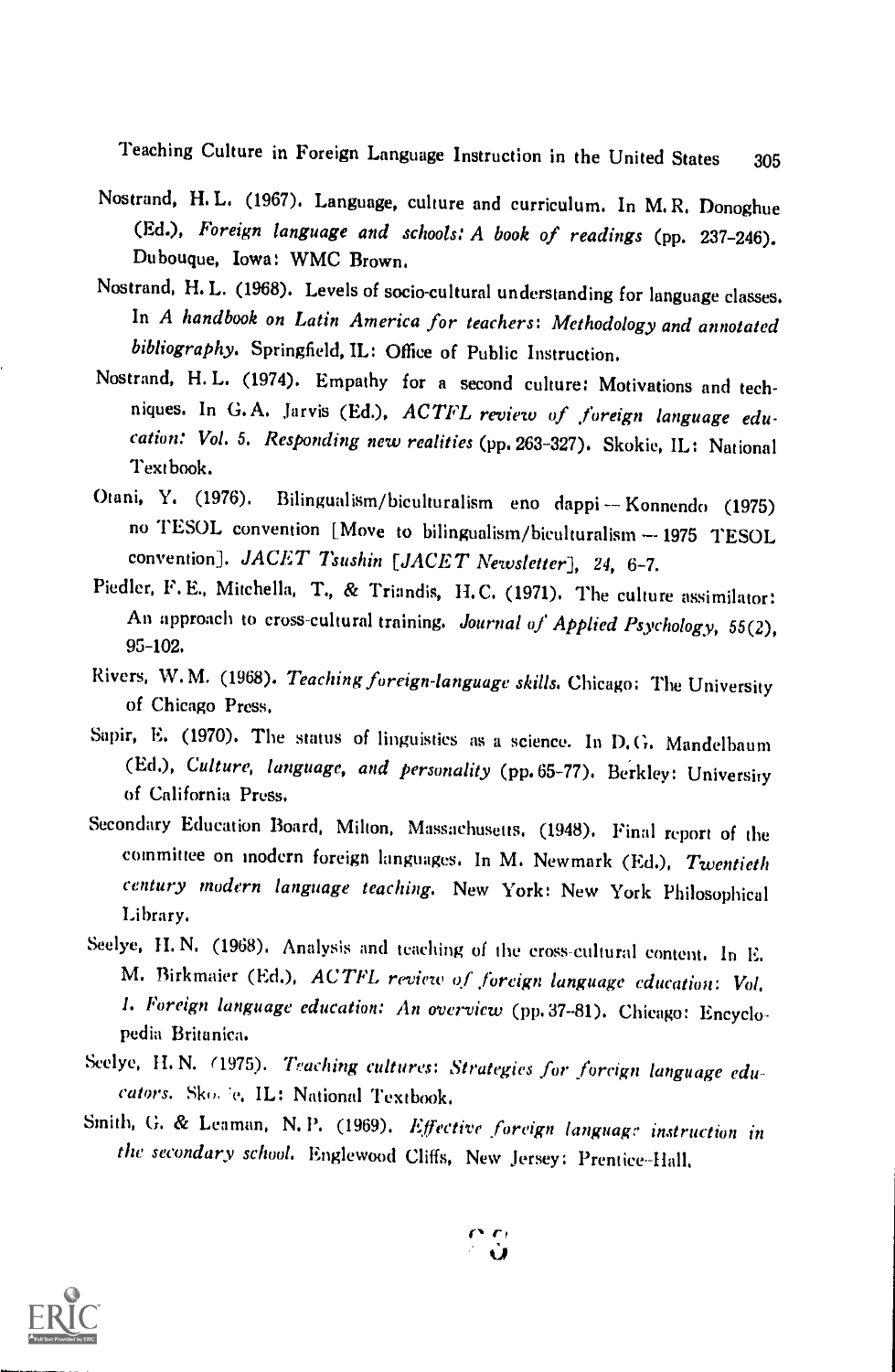Nostrand, H. L. (1967). Language, culture and curriculum. In M. R. Donoghue (Ed.), *Foreign language and schools: A book of readings* (pp. 237–246). Dubouque, Iowa: WMC Brown.

Nostrand, H. L. (1968). Levels of socio-cultural understanding for language classes. In *A handbook on Latin America for teachers: Methodology and annotated bibliography*. Springfield, IL: Office of Public Instruction.

Nostrand, H. L. (1974). Empathy for a second culture: Motivations and techniques. In G. A. Jarvis (Ed.), *ACTFL review of foreign language education: Vol. 5. Responding new realities* (pp. 263–327). Skokie, IL: National Textbook.

Otani, Y. (1976). Bilingualism/biculturalism eno dappi — Konnendo (1975) no TESOL convention [Move to bilingualism/biculturalism — 1975 TESOL convention]. *JACET Tsushin [JACET Newsletter]*, *24*, 6–7.

Piedler, F. E., Mitchella, T., & Triandis, H. C. (1971). The culture assimilator: An approach to cross-cultural training. *Journal of Applied Psychology*, *55*(2), 95–102.

Rivers, W. M. (1968). *Teaching foreign-language skills*. Chicago: The University of Chicago Press.

Sapir, E. (1970). The status of linguistics as a science. In D. G. Mandelbaum (Ed.), *Culture, language, and personality* (pp. 65–77). Berkley: University of California Press.

Secondary Education Board, Milton, Massachusetts. (1948). Final report of the committee on modern foreign languages. In M. Newmark (Ed.), *Twentieth century modern language teaching*. New York: New York Philosophical Library.

Seelye, H. N. (1968). Analysis and teaching of the cross-cultural content. In E. M. Birkmaier (Ed.), *ACTFL review of foreign language education: Vol. 1. Foreign language education: An overview* (pp. 37–81). Chicago: Encyclopedia Britanica.

Seelye, H. N. (1975). *Teaching cultures: Strategies for foreign language educators*. Skokie, IL: National Textbook.

Smith, G. & Leaman, N. P. (1969). *Effective foreign language instruction in the secondary school*. Englewood Cliffs, New Jersey: Prentice-Hall.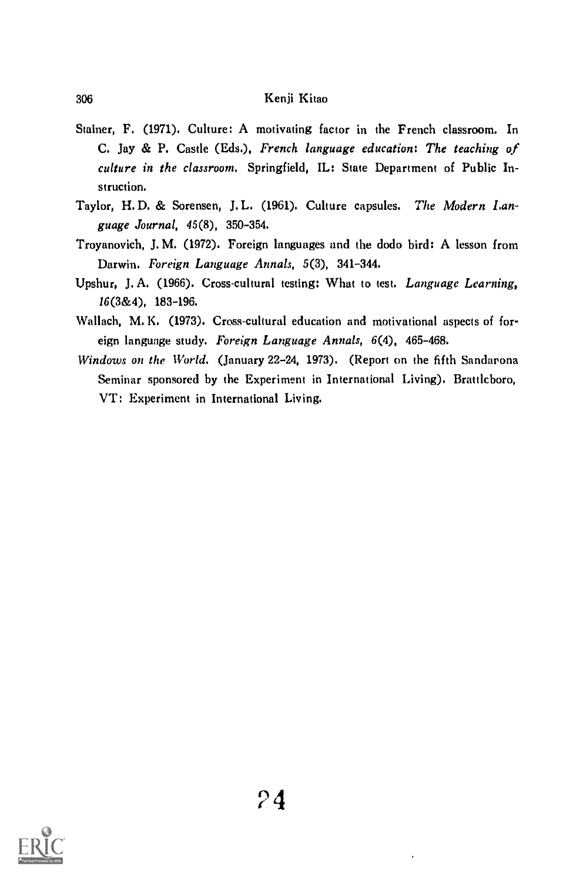Stainer, F. (1971). Culture: A motivating factor in the French classroom. In C. Jay & P. Castle (Eds.), *French language education: The teaching of culture in the classroom.* Springfield, IL: State Department of Public Instruction.

Taylor, H. D. & Sorensen, J. L. (1961). Culture capsules. *The Modern Language Journal, 45*(8), 350–354.

Troyanovich, J. M. (1972). Foreign languages and the dodo bird: A lesson from Darwin. *Foreign Language Annals, 5*(3), 341–344.

Upshur, J. A. (1966). Cross-cultural testing: What to test. *Language Learning, 16*(3&4), 183–196.

Wallach, M. K. (1973). Cross-cultural education and motivational aspects of foreign language study. *Foreign Language Annals, 6*(4), 465–468.

*Windows on the World.* (January 22–24, 1973). (Report on the fifth Sandarona Seminar sponsored by the Experiment in International Living). Brattleboro, VT: Experiment in International Living.